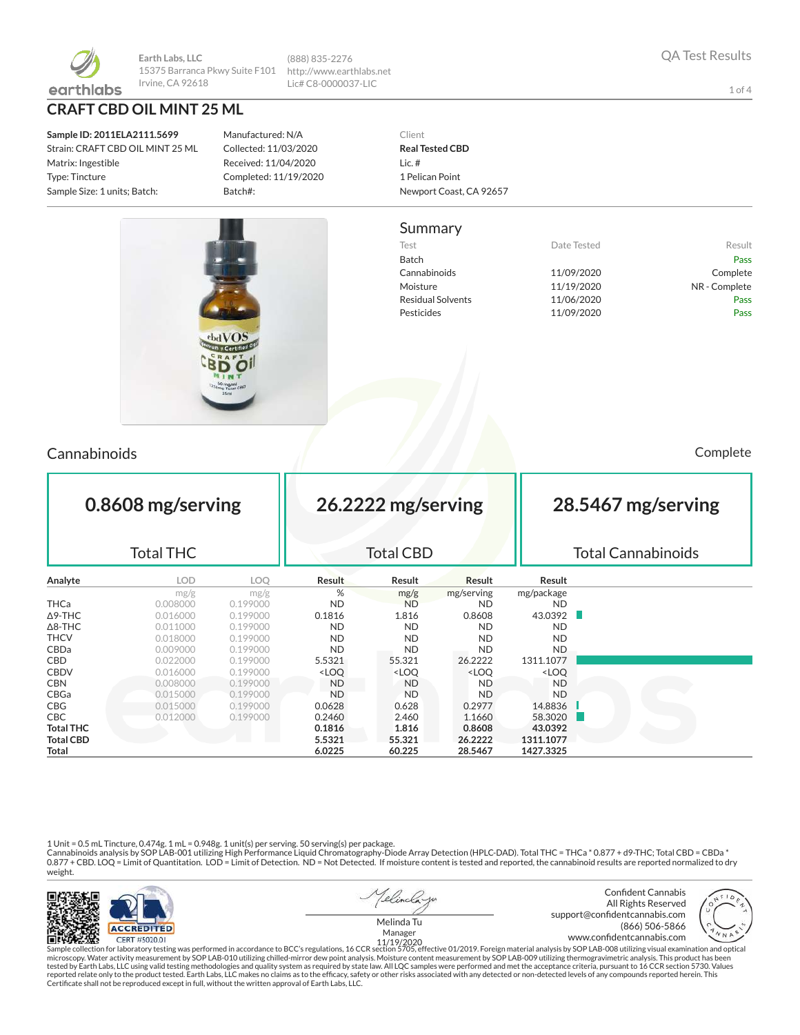earthlabs

Earth Labs, LLC
15375 Barranca Pkwy Suite F101
Irvine, CA 92618

(888) 835-2276
http://www.earthlabs.net
Lic# C8-0000037-LIC

QA Test Results

# CRAFT CBD OIL MINT 25 ML

**Sample ID: 2011ELA2111.5699**
Strain: CRAFT CBD OIL MINT 25 ML
Matrix: Ingestible
Type: Tincture
Sample Size: 1 units; Batch:

Manufactured: N/A
Collected: 11/03/2020
Received: 11/04/2020
Completed: 11/19/2020
Batch#:

Client
**Real Tested CBD**
Lic. #
1 Pelican Point
Newport Coast, CA 92657

## Summary

| Test | Date Tested | Result |
|---|---|---|
| Batch | | Pass |
| Cannabinoids | 11/09/2020 | Complete |
| Moisture | 11/19/2020 | NR - Complete |
| Residual Solvents | 11/06/2020 | Pass |
| Pesticides | 11/09/2020 | Pass |

## Cannabinoids

Complete

| 0.8608 mg/serving | 26.2222 mg/serving | 28.5467 mg/serving |
|---|---|---|
| Total THC | Total CBD | Total Cannabinoids |

| Analyte | LOD | LOQ | Result | Result | Result | Result |
|---|---|---|---|---|---|---|
| | mg/g | mg/g | % | mg/g | mg/serving | mg/package |
| THCa | 0.008000 | 0.199000 | ND | ND | ND | ND |
| Δ9-THC | 0.016000 | 0.199000 | 0.1816 | 1.816 | 0.8608 | 43.0392 |
| Δ8-THC | 0.011000 | 0.199000 | ND | ND | ND | ND |
| THCV | 0.018000 | 0.199000 | ND | ND | ND | ND |
| CBDa | 0.009000 | 0.199000 | ND | ND | ND | ND |
| CBD | 0.022000 | 0.199000 | 5.5321 | 55.321 | 26.2222 | 1311.1077 |
| CBDV | 0.016000 | 0.199000 | <LOQ | <LOQ | <LOQ | <LOQ |
| CBN | 0.008000 | 0.199000 | ND | ND | ND | ND |
| CBGa | 0.015000 | 0.199000 | ND | ND | ND | ND |
| CBG | 0.015000 | 0.199000 | 0.0628 | 0.628 | 0.2977 | 14.8836 |
| CBC | 0.012000 | 0.199000 | 0.2460 | 2.460 | 1.1660 | 58.3020 |
| **Total THC** | | | **0.1816** | **1.816** | **0.8608** | **43.0392** |
| **Total CBD** | | | **5.5321** | **55.321** | **26.2222** | **1311.1077** |
| **Total** | | | **6.0225** | **60.225** | **28.5467** | **1427.3325** |

1 Unit = 0.5 mL Tincture, 0.474g. 1 mL = 0.948g. 1 unit(s) per serving. 50 serving(s) per package.
Cannabinoids analysis by SOP LAB-001 utilizing High Performance Liquid Chromatography-Diode Array Detection (HPLC-DAD). Total THC = THCa * 0.877 + d9-THC; Total CBD = CBDa * 0.877 + CBD. LOQ = Limit of Quantitation. LOD = Limit of Detection. ND = Not Detected. If moisture content is tested and reported, the cannabinoid results are reported normalized to dry weight.

ACCREDITED
CERT #5020.01

Melinda Tu
Manager
11/19/2020

Confident Cannabis
All Rights Reserved
support@confidentcannabis.com
(866) 506-5866
www.confidentcannabis.com

Sample collection for laboratory testing was performed in accordance to BCC's regulations, 16 CCR section 5705, effective 01/2019. Foreign material analysis by SOP LAB-008 utilizing visual examination and optical microscopy. Water activity measurement by SOP LAB-010 utilizing chilled-mirror dew point analysis. Moisture content measurement by SOP LAB-009 utilizing thermogravimetric analysis. This product has been tested by Earth Labs, LLC using valid testing methodologies and quality system as required by state law. All LQC samples were performed and met the acceptance criteria, pursuant to 16 CCR section 5730. Values reported relate only to the product tested. Earth Labs, LLC makes no claims as to the efficacy, safety or other risks associated with any detected or non-detected levels of any compounds reported herein. This Certificate shall not be reproduced except in full, without the written approval of Earth Labs, LLC.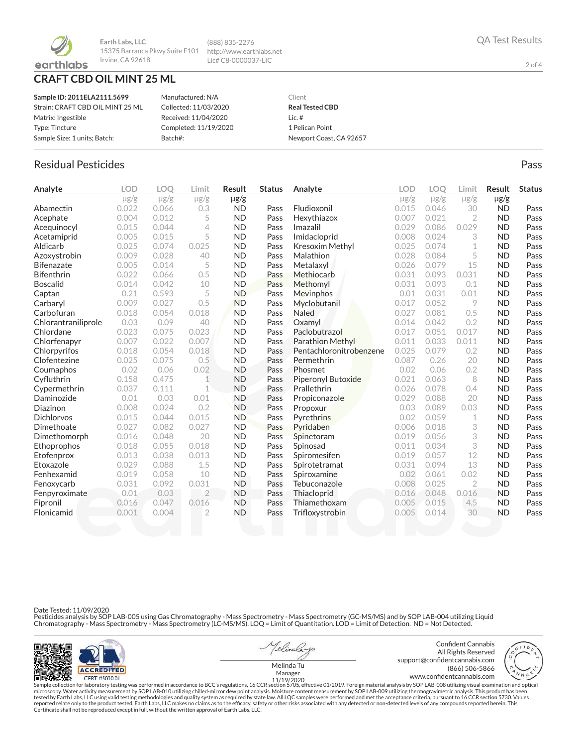Earth Labs, LLC
15375 Barranca Pkwy Suite F101
Irvine, CA 92618

(888) 835-2276
http://www.earthlabs.net
Lic# C8-0000037-LIC

QA Test Results

# CRAFT CBD OIL MINT 25 ML

**Sample ID: 2011ELA2111.5699**
Strain: CRAFT CBD OIL MINT 25 ML
Matrix: Ingestible
Type: Tincture
Sample Size: 1 units; Batch:

Manufactured: N/A
Collected: 11/03/2020
Received: 11/04/2020
Completed: 11/19/2020
Batch#:

Client
**Real Tested CBD**
Lic. #
1 Pelican Point
Newport Coast, CA 92657

## Residual Pesticides

Pass

| Analyte | LOD μg/g | LOQ μg/g | Limit μg/g | Result μg/g | Status |
|---|---|---|---|---|---|
| Abamectin | 0.022 | 0.066 | 0.3 | ND | Pass |
| Acephate | 0.004 | 0.012 | 5 | ND | Pass |
| Acequinocyl | 0.015 | 0.044 | 4 | ND | Pass |
| Acetamiprid | 0.005 | 0.015 | 5 | ND | Pass |
| Aldicarb | 0.025 | 0.074 | 0.025 | ND | Pass |
| Azoxystrobin | 0.009 | 0.028 | 40 | ND | Pass |
| Bifenazate | 0.005 | 0.014 | 5 | ND | Pass |
| Bifenthrin | 0.022 | 0.066 | 0.5 | ND | Pass |
| Boscalid | 0.014 | 0.042 | 10 | ND | Pass |
| Captan | 0.21 | 0.593 | 5 | ND | Pass |
| Carbaryl | 0.009 | 0.027 | 0.5 | ND | Pass |
| Carbofuran | 0.018 | 0.054 | 0.018 | ND | Pass |
| Chlorantraniliprole | 0.03 | 0.09 | 40 | ND | Pass |
| Chlordane | 0.023 | 0.075 | 0.023 | ND | Pass |
| Chlorfenapyr | 0.007 | 0.022 | 0.007 | ND | Pass |
| Chlorpyrifos | 0.018 | 0.054 | 0.018 | ND | Pass |
| Clofentezine | 0.025 | 0.075 | 0.5 | ND | Pass |
| Coumaphos | 0.02 | 0.06 | 0.02 | ND | Pass |
| Cyfluthrin | 0.158 | 0.475 | 1 | ND | Pass |
| Cypermethrin | 0.037 | 0.111 | 1 | ND | Pass |
| Daminozide | 0.01 | 0.03 | 0.01 | ND | Pass |
| Diazinon | 0.008 | 0.024 | 0.2 | ND | Pass |
| Dichlorvos | 0.015 | 0.044 | 0.015 | ND | Pass |
| Dimethoate | 0.027 | 0.082 | 0.027 | ND | Pass |
| Dimethomorph | 0.016 | 0.048 | 20 | ND | Pass |
| Ethoprophos | 0.018 | 0.055 | 0.018 | ND | Pass |
| Etofenprox | 0.013 | 0.038 | 0.013 | ND | Pass |
| Etoxazole | 0.029 | 0.088 | 1.5 | ND | Pass |
| Fenhexamid | 0.019 | 0.058 | 10 | ND | Pass |
| Fenoxycarb | 0.031 | 0.092 | 0.031 | ND | Pass |
| Fenpyroximate | 0.01 | 0.03 | 2 | ND | Pass |
| Fipronil | 0.016 | 0.047 | 0.016 | ND | Pass |
| Flonicamid | 0.001 | 0.004 | 2 | ND | Pass |
| Fludioxonil | 0.015 | 0.046 | 30 | ND | Pass |
| Hexythiazox | 0.007 | 0.021 | 2 | ND | Pass |
| Imazalil | 0.029 | 0.086 | 0.029 | ND | Pass |
| Imidacloprid | 0.008 | 0.024 | 3 | ND | Pass |
| Kresoxim Methyl | 0.025 | 0.074 | 1 | ND | Pass |
| Malathion | 0.028 | 0.084 | 5 | ND | Pass |
| Metalaxyl | 0.026 | 0.079 | 15 | ND | Pass |
| Methiocarb | 0.031 | 0.093 | 0.031 | ND | Pass |
| Methomyl | 0.031 | 0.093 | 0.1 | ND | Pass |
| Mevinphos | 0.01 | 0.031 | 0.01 | ND | Pass |
| Myclobutanil | 0.017 | 0.052 | 9 | ND | Pass |
| Naled | 0.027 | 0.081 | 0.5 | ND | Pass |
| Oxamyl | 0.014 | 0.042 | 0.2 | ND | Pass |
| Paclobutrazol | 0.017 | 0.051 | 0.017 | ND | Pass |
| Parathion Methyl | 0.011 | 0.033 | 0.011 | ND | Pass |
| Pentachloronitrobenzene | 0.025 | 0.079 | 0.2 | ND | Pass |
| Permethrin | 0.087 | 0.26 | 20 | ND | Pass |
| Phosmet | 0.02 | 0.06 | 0.2 | ND | Pass |
| Piperonyl Butoxide | 0.021 | 0.063 | 8 | ND | Pass |
| Prallethrin | 0.026 | 0.078 | 0.4 | ND | Pass |
| Propiconazole | 0.029 | 0.088 | 20 | ND | Pass |
| Propoxur | 0.03 | 0.089 | 0.03 | ND | Pass |
| Pyrethrins | 0.02 | 0.059 | 1 | ND | Pass |
| Pyridaben | 0.006 | 0.018 | 3 | ND | Pass |
| Spinetoram | 0.019 | 0.056 | 3 | ND | Pass |
| Spinosad | 0.011 | 0.034 | 3 | ND | Pass |
| Spiromesifen | 0.019 | 0.057 | 12 | ND | Pass |
| Spirotetramat | 0.031 | 0.094 | 13 | ND | Pass |
| Spiroxamine | 0.02 | 0.061 | 0.02 | ND | Pass |
| Tebuconazole | 0.008 | 0.025 | 2 | ND | Pass |
| Thiacloprid | 0.016 | 0.048 | 0.016 | ND | Pass |
| Thiamethoxam | 0.005 | 0.015 | 4.5 | ND | Pass |
| Trifloxystrobin | 0.005 | 0.014 | 30 | ND | Pass |

Date Tested: 11/09/2020
Pesticides analysis by SOP LAB-005 using Gas Chromatography - Mass Spectrometry - Mass Spectrometry (GC-MS/MS) and by SOP LAB-004 utilizing Liquid Chromatography - Mass Spectrometry - Mass Spectrometry (LC-MS/MS). LOQ = Limit of Quantitation. LOD = Limit of Detection. ND = Not Detected.

ACCREDITED
CERT #5020.01

Melinda Tu
Manager
11/19/2020

Confident Cannabis
All Rights Reserved
support@confidentcannabis.com
(866) 506-5866
www.confidentcannabis.com

Sample collection for laboratory testing was performed in accordance to BCC's regulations, 16 CCR section 5705, effective 01/2019. Foreign material analysis by SOP LAB-008 utilizing visual examination and optical microscopy. Water activity measurement by SOP LAB-010 utilizing chilled-mirror dew point analysis. Moisture content measurement by SOP LAB-009 utilizing thermogravimetric analysis. This product has been tested by Earth Labs, LLC using valid testing methodologies and quality system as required by state law. All LQC samples were performed and met the acceptance criteria, pursuant to 16 CCR section 5730. Values reported relate only to the product tested. Earth Labs, LLC makes no claims as to the efficacy, safety or other risks associated with any detected or non-detected levels of any compounds reported herein. This Certificate shall not be reproduced except in full, without the written approval of Earth Labs, LLC.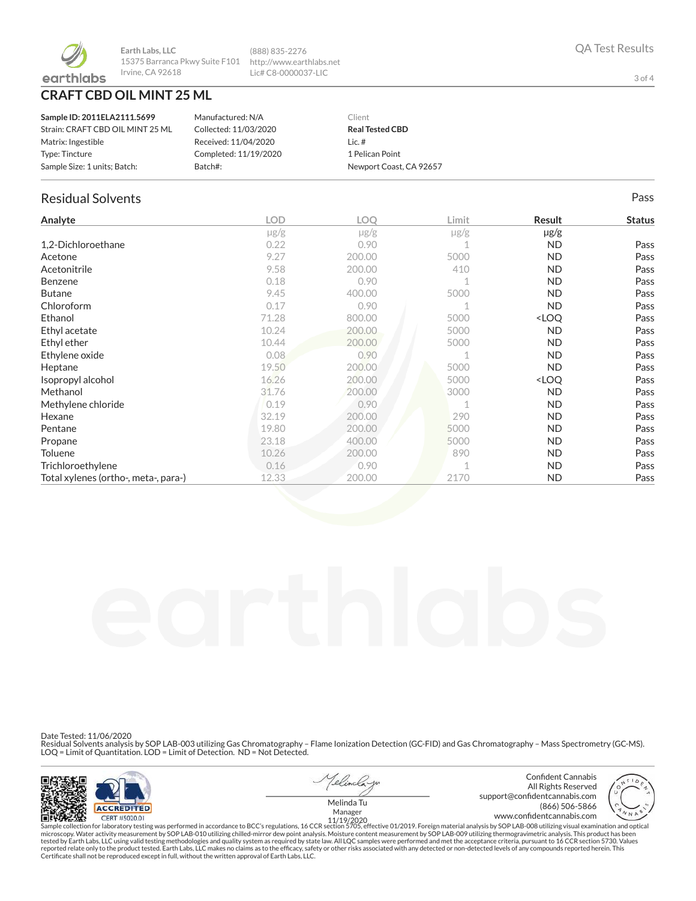Earth Labs, LLC
15375 Barranca Pkwy Suite F101
Irvine, CA 92618

(888) 835-2276
http://www.earthlabs.net
Lic# C8-0000037-LIC

QA Test Results

# CRAFT CBD OIL MINT 25 ML

| | | |
|---|---|---|
| **Sample ID: 2011ELA2111.5699** | Manufactured: N/A | Client |
| Strain: CRAFT CBD OIL MINT 25 ML | Collected: 11/03/2020 | **Real Tested CBD** |
| Matrix: Ingestible | Received: 11/04/2020 | Lic. # |
| Type: Tincture | Completed: 11/19/2020 | 1 Pelican Point |
| Sample Size: 1 units; Batch: | Batch#: | Newport Coast, CA 92657 |

## Residual Solvents

Pass

| Analyte | LOD | LOQ | Limit | Result | Status |
|---|---|---|---|---|---|
| | µg/g | µg/g | µg/g | µg/g | |
| 1,2-Dichloroethane | 0.22 | 0.90 | 1 | ND | Pass |
| Acetone | 9.27 | 200.00 | 5000 | ND | Pass |
| Acetonitrile | 9.58 | 200.00 | 410 | ND | Pass |
| Benzene | 0.18 | 0.90 | 1 | ND | Pass |
| Butane | 9.45 | 400.00 | 5000 | ND | Pass |
| Chloroform | 0.17 | 0.90 | 1 | ND | Pass |
| Ethanol | 71.28 | 800.00 | 5000 | <LOQ | Pass |
| Ethyl acetate | 10.24 | 200.00 | 5000 | ND | Pass |
| Ethyl ether | 10.44 | 200.00 | 5000 | ND | Pass |
| Ethylene oxide | 0.08 | 0.90 | 1 | ND | Pass |
| Heptane | 19.50 | 200.00 | 5000 | ND | Pass |
| Isopropyl alcohol | 16.26 | 200.00 | 5000 | <LOQ | Pass |
| Methanol | 31.76 | 200.00 | 3000 | ND | Pass |
| Methylene chloride | 0.19 | 0.90 | 1 | ND | Pass |
| Hexane | 32.19 | 200.00 | 290 | ND | Pass |
| Pentane | 19.80 | 200.00 | 5000 | ND | Pass |
| Propane | 23.18 | 400.00 | 5000 | ND | Pass |
| Toluene | 10.26 | 200.00 | 890 | ND | Pass |
| Trichloroethylene | 0.16 | 0.90 | 1 | ND | Pass |
| Total xylenes (ortho-, meta-, para-) | 12.33 | 200.00 | 2170 | ND | Pass |

Date Tested: 11/06/2020
Residual Solvents analysis by SOP LAB-003 utilizing Gas Chromatography – Flame Ionization Detection (GC-FID) and Gas Chromatography – Mass Spectrometry (GC-MS).
LOQ = Limit of Quantitation. LOD = Limit of Detection. ND = Not Detected.

ACCREDITED
CERT #5020.01

Melinda Tu
Manager
11/19/2020

Confident Cannabis
All Rights Reserved
support@confidentcannabis.com
(866) 506-5866
www.confidentcannabis.com

Sample collection for laboratory testing was performed in accordance to BCC's regulations, 16 CCR section 5705, effective 01/2019. Foreign material analysis by SOP LAB-008 utilizing visual examination and optical microscopy. Water activity measurement by SOP LAB-010 utilizing chilled-mirror dew point analysis. Moisture content measurement by SOP LAB-009 utilizing thermogravimetric analysis. This product has been tested by Earth Labs, LLC using valid testing methodologies and quality system as required by state law. All LQC samples were performed and met the acceptance criteria, pursuant to 16 CCR section 5730. Values reported relate only to the product tested. Earth Labs, LLC makes no claims as to the efficacy, safety or other risks associated with any detected or non-detected levels of any compounds reported herein. This Certificate shall not be reproduced except in full, without the written approval of Earth Labs, LLC.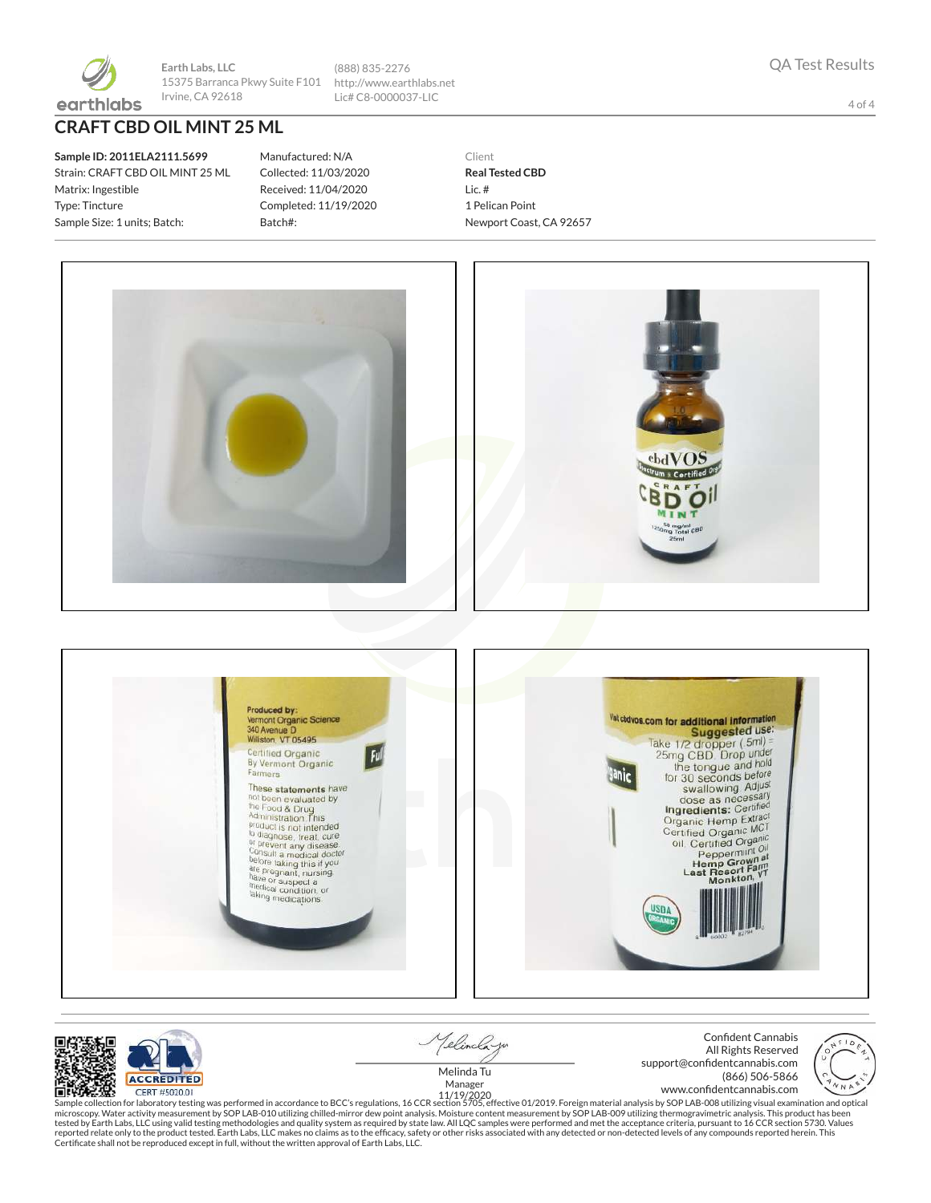Earth Labs, LLC
15375 Barranca Pkwy Suite F101
Irvine, CA 92618

(888) 835-2276
http://www.earthlabs.net
Lic# C8-0000037-LIC

QA Test Results

# CRAFT CBD OIL MINT 25 ML

**Sample ID: 2011ELA2111.5699**
Strain: CRAFT CBD OIL MINT 25 ML
Matrix: Ingestible
Type: Tincture
Sample Size: 1 units; Batch:

Manufactured: N/A
Collected: 11/03/2020
Received: 11/04/2020
Completed: 11/19/2020
Batch#:

Client
**Real Tested CBD**
Lic. #
1 Pelican Point
Newport Coast, CA 92657

Melinda Tu
Manager
11/19/2020

Confident Cannabis
All Rights Reserved
support@confidentcannabis.com
(866) 506-5866
www.confidentcannabis.com

CERT #5020.01

Sample collection for laboratory testing was performed in accordance to BCC's regulations, 16 CCR section 5705, effective 01/2019. Foreign material analysis by SOP LAB-008 utilizing visual examination and optical microscopy. Water activity measurement by SOP LAB-010 utilizing chilled-mirror dew point analysis. Moisture content measurement by SOP LAB-009 utilizing thermogravimetric analysis. This product has been tested by Earth Labs, LLC using valid testing methodologies and quality system as required by state law. All LQC samples were performed and met the acceptance criteria, pursuant to 16 CCR section 5730. Values reported relate only to the product tested. Earth Labs, LLC makes no claims as to the efficacy, safety or other risks associated with any detected or non-detected levels of any compounds reported herein. This Certificate shall not be reproduced except in full, without the written approval of Earth Labs, LLC.